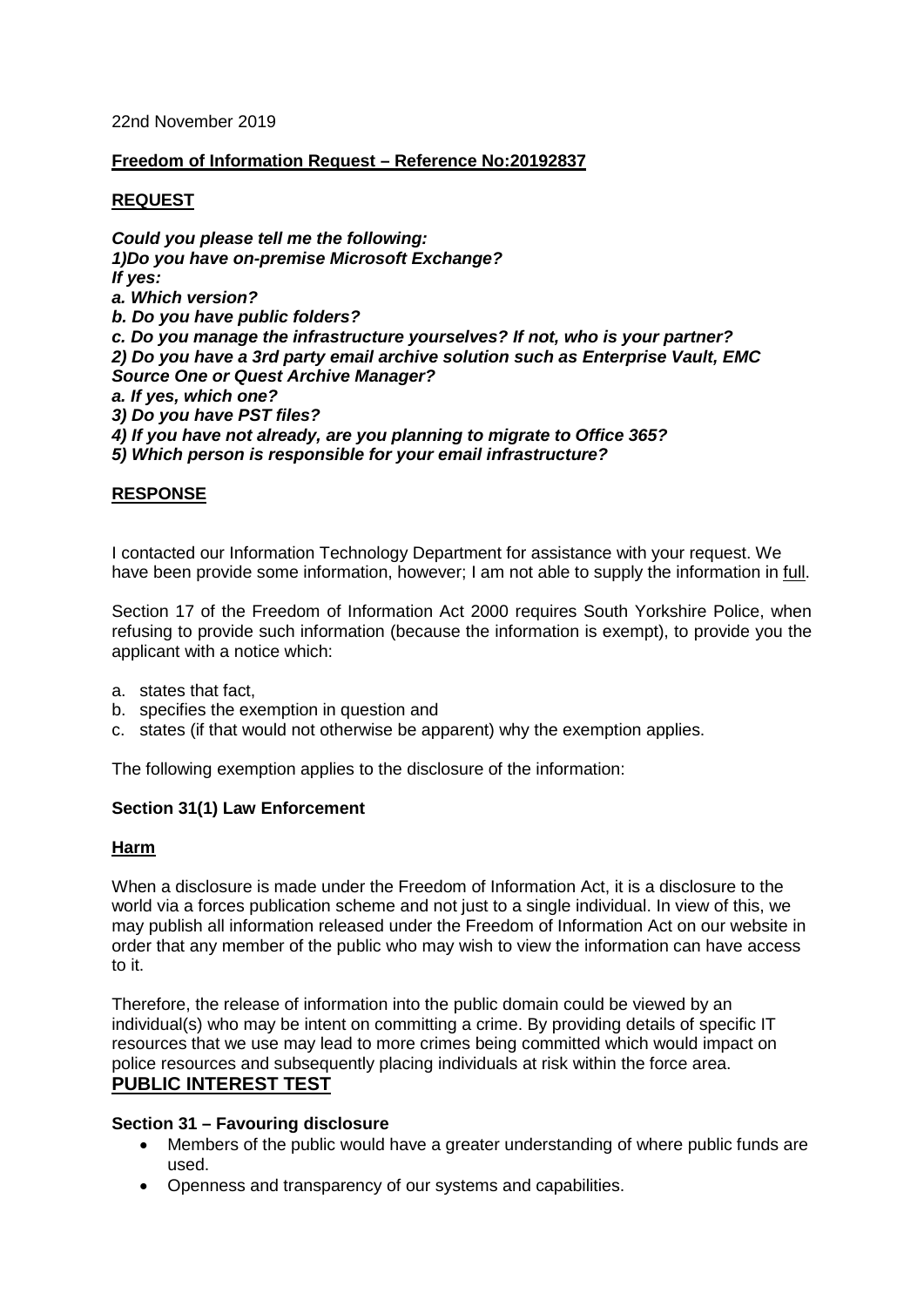22nd November 2019

**Freedom of Information Request – Reference No:20192837**

**REQUEST**

***Could you please tell me the following:***
***1)Do you have on-premise Microsoft Exchange?***
***If yes:***
***a. Which version?***
***b. Do you have public folders?***
***c. Do you manage the infrastructure yourselves? If not, who is your partner?***
***2) Do you have a 3rd party email archive solution such as Enterprise Vault, EMC Source One or Quest Archive Manager?***
***a. If yes, which one?***
***3) Do you have PST files?***
***4) If you have not already, are you planning to migrate to Office 365?***
***5) Which person is responsible for your email infrastructure?***

**RESPONSE**

I contacted our Information Technology Department for assistance with your request. We have been provide some information, however; I am not able to supply the information in full.

Section 17 of the Freedom of Information Act 2000 requires South Yorkshire Police, when refusing to provide such information (because the information is exempt), to provide you the applicant with a notice which:

a. states that fact,
b. specifies the exemption in question and
c. states (if that would not otherwise be apparent) why the exemption applies.

The following exemption applies to the disclosure of the information:

**Section 31(1) Law Enforcement**

**Harm**

When a disclosure is made under the Freedom of Information Act, it is a disclosure to the world via a forces publication scheme and not just to a single individual. In view of this, we may publish all information released under the Freedom of Information Act on our website in order that any member of the public who may wish to view the information can have access to it.

Therefore, the release of information into the public domain could be viewed by an individual(s) who may be intent on committing a crime. By providing details of specific IT resources that we use may lead to more crimes being committed which would impact on police resources and subsequently placing individuals at risk within the force area.

**PUBLIC INTEREST TEST**

**Section 31 – Favouring disclosure**

- Members of the public would have a greater understanding of where public funds are used.
- Openness and transparency of our systems and capabilities.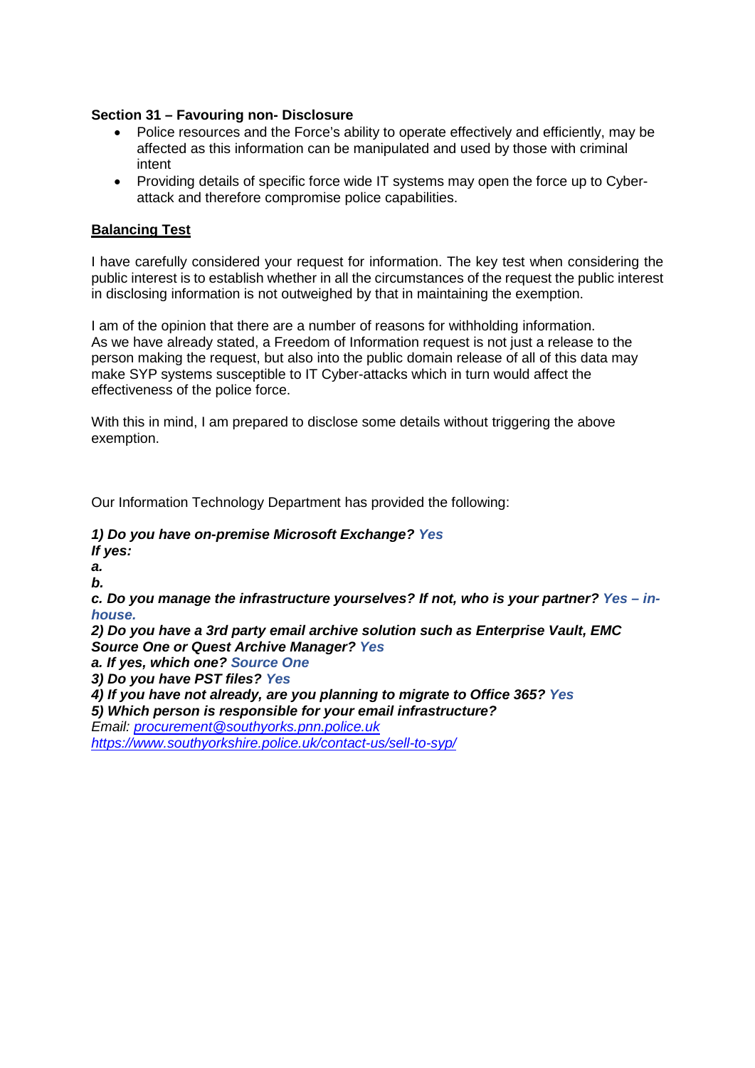**Section 31 – Favouring non- Disclosure**

- Police resources and the Force's ability to operate effectively and efficiently, may be affected as this information can be manipulated and used by those with criminal intent
- Providing details of specific force wide IT systems may open the force up to Cyber-attack and therefore compromise police capabilities.

**Balancing Test**

I have carefully considered your request for information. The key test when considering the public interest is to establish whether in all the circumstances of the request the public interest in disclosing information is not outweighed by that in maintaining the exemption.

I am of the opinion that there are a number of reasons for withholding information. As we have already stated, a Freedom of Information request is not just a release to the person making the request, but also into the public domain release of all of this data may make SYP systems susceptible to IT Cyber-attacks which in turn would affect the effectiveness of the police force.

With this in mind, I am prepared to disclose some details without triggering the above exemption.

Our Information Technology Department has provided the following:

***1) Do you have on-premise Microsoft Exchange?*** ***Yes***
***If yes:***
***a.***
***b.***
***c. Do you manage the infrastructure yourselves? If not, who is your partner?*** ***Yes – in-house.***
***2) Do you have a 3rd party email archive solution such as Enterprise Vault, EMC Source One or Quest Archive Manager?*** ***Yes***
***a. If yes, which one?*** ***Source One***
***3) Do you have PST files?*** ***Yes***
***4) If you have not already, are you planning to migrate to Office 365?*** ***Yes***
***5) Which person is responsible for your email infrastructure?***
*Email: procurement@southyorks.pnn.police.uk*
*https://www.southyorkshire.police.uk/contact-us/sell-to-syp/*